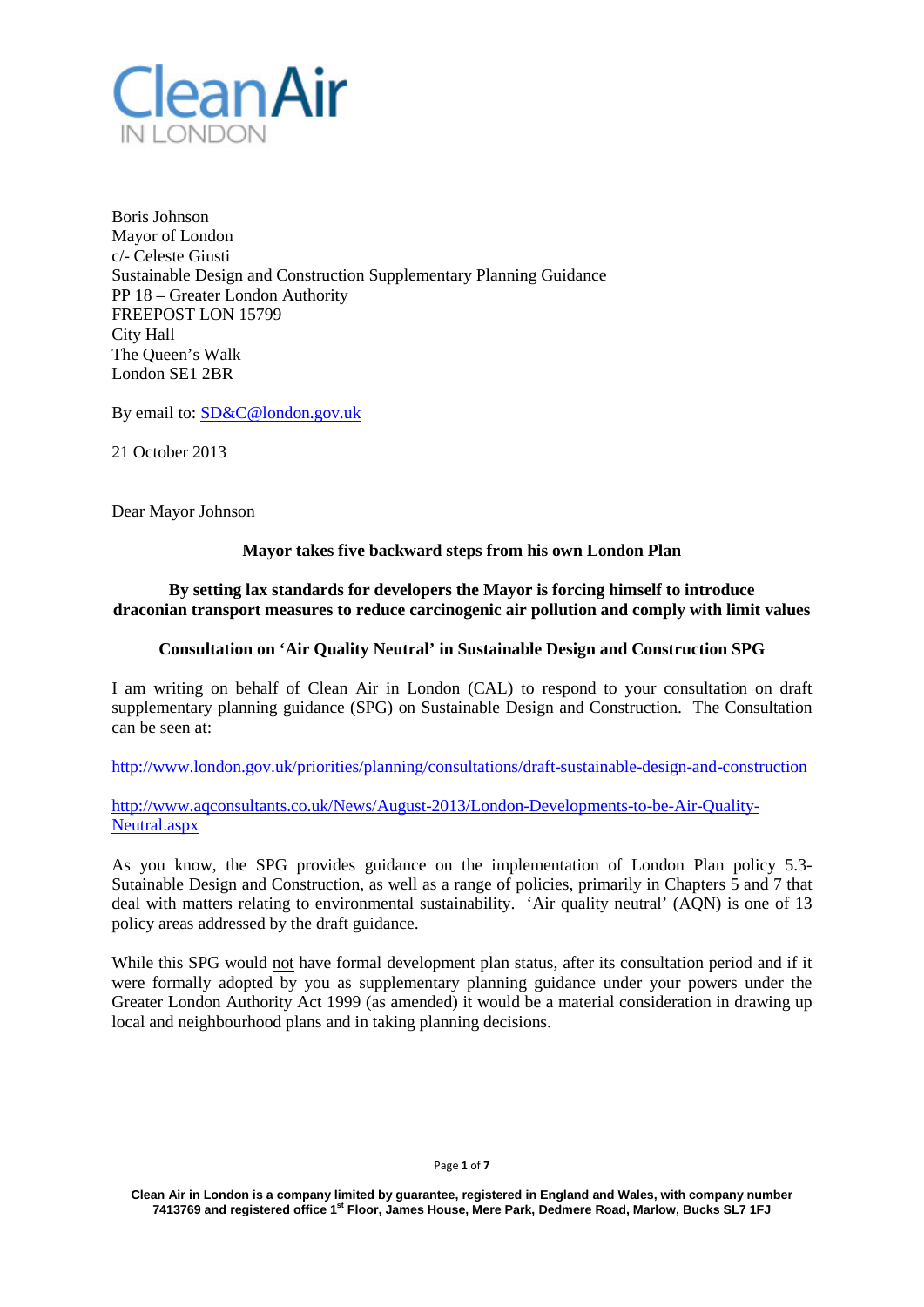Boris Johnson
Mayor of London
c/- Celeste Giusti
Sustainable Design and Construction Supplementary Planning Guidance
PP 18 – Greater London Authority
FREEPOST LON 15799
City Hall
The Queen's Walk
London SE1 2BR

By email to: SD&C@london.gov.uk

21 October 2013

Dear Mayor Johnson

**Mayor takes five backward steps from his own London Plan**

**By setting lax standards for developers the Mayor is forcing himself to introduce draconian transport measures to reduce carcinogenic air pollution and comply with limit values**

**Consultation on 'Air Quality Neutral' in Sustainable Design and Construction SPG**

I am writing on behalf of Clean Air in London (CAL) to respond to your consultation on draft supplementary planning guidance (SPG) on Sustainable Design and Construction. The Consultation can be seen at:

http://www.london.gov.uk/priorities/planning/consultations/draft-sustainable-design-and-construction

http://www.aqconsultants.co.uk/News/August-2013/London-Developments-to-be-Air-Quality-Neutral.aspx

As you know, the SPG provides guidance on the implementation of London Plan policy 5.3-Sustainable Design and Construction, as well as a range of policies, primarily in Chapters 5 and 7 that deal with matters relating to environmental sustainability. 'Air quality neutral' (AQN) is one of 13 policy areas addressed by the draft guidance.

While this SPG would not have formal development plan status, after its consultation period and if it were formally adopted by you as supplementary planning guidance under your powers under the Greater London Authority Act 1999 (as amended) it would be a material consideration in drawing up local and neighbourhood plans and in taking planning decisions.

Clean Air in London is a company limited by guarantee, registered in England and Wales, with company number 7413769 and registered office 1st Floor, James House, Mere Park, Dedmere Road, Marlow, Bucks SL7 1FJ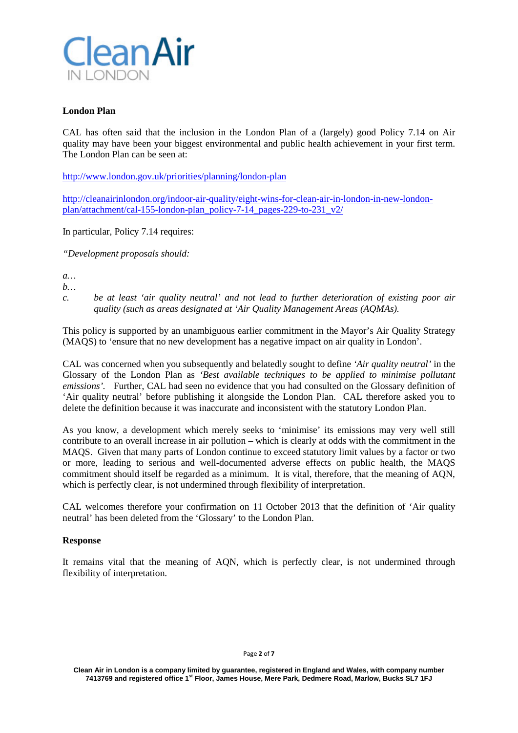**London Plan**

CAL has often said that the inclusion in the London Plan of a (largely) good Policy 7.14 on Air quality may have been your biggest environmental and public health achievement in your first term. The London Plan can be seen at:

http://www.london.gov.uk/priorities/planning/london-plan

http://cleanairinlondon.org/indoor-air-quality/eight-wins-for-clean-air-in-london-in-new-london-plan/attachment/cal-155-london-plan_policy-7-14_pages-229-to-231_v2/

In particular, Policy 7.14 requires:

*"Development proposals should:*

*a…*
*b…*
*c. be at least 'air quality neutral' and not lead to further deterioration of existing poor air quality (such as areas designated at 'Air Quality Management Areas (AQMAs).*

This policy is supported by an unambiguous earlier commitment in the Mayor's Air Quality Strategy (MAQS) to 'ensure that no new development has a negative impact on air quality in London'.

CAL was concerned when you subsequently and belatedly sought to define *'Air quality neutral'* in the Glossary of the London Plan as *'Best available techniques to be applied to minimise pollutant emissions'*. Further, CAL had seen no evidence that you had consulted on the Glossary definition of 'Air quality neutral' before publishing it alongside the London Plan. CAL therefore asked you to delete the definition because it was inaccurate and inconsistent with the statutory London Plan.

As you know, a development which merely seeks to 'minimise' its emissions may very well still contribute to an overall increase in air pollution – which is clearly at odds with the commitment in the MAQS. Given that many parts of London continue to exceed statutory limit values by a factor or two or more, leading to serious and well-documented adverse effects on public health, the MAQS commitment should itself be regarded as a minimum. It is vital, therefore, that the meaning of AQN, which is perfectly clear, is not undermined through flexibility of interpretation.

CAL welcomes therefore your confirmation on 11 October 2013 that the definition of 'Air quality neutral' has been deleted from the 'Glossary' to the London Plan.

**Response**

It remains vital that the meaning of AQN, which is perfectly clear, is not undermined through flexibility of interpretation.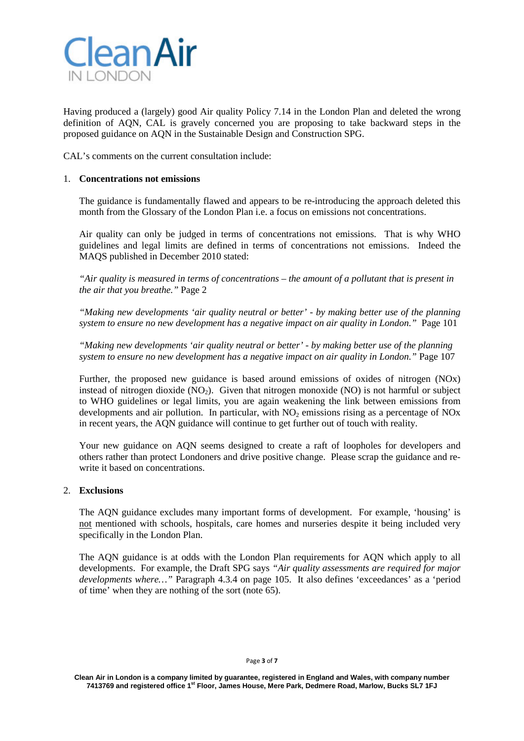Having produced a (largely) good Air quality Policy 7.14 in the London Plan and deleted the wrong definition of AQN, CAL is gravely concerned you are proposing to take backward steps in the proposed guidance on AQN in the Sustainable Design and Construction SPG.

CAL's comments on the current consultation include:

1. **Concentrations not emissions**

   The guidance is fundamentally flawed and appears to be re-introducing the approach deleted this month from the Glossary of the London Plan i.e. a focus on emissions not concentrations.

   Air quality can only be judged in terms of concentrations not emissions. That is why WHO guidelines and legal limits are defined in terms of concentrations not emissions. Indeed the MAQS published in December 2010 stated:

   *"Air quality is measured in terms of concentrations – the amount of a pollutant that is present in the air that you breathe."* Page 2

   *"Making new developments 'air quality neutral or better' - by making better use of the planning system to ensure no new development has a negative impact on air quality in London."* Page 101

   *"Making new developments 'air quality neutral or better' - by making better use of the planning system to ensure no new development has a negative impact on air quality in London."* Page 107

   Further, the proposed new guidance is based around emissions of oxides of nitrogen (NOx) instead of nitrogen dioxide ($NO_2$). Given that nitrogen monoxide (NO) is not harmful or subject to WHO guidelines or legal limits, you are again weakening the link between emissions from developments and air pollution. In particular, with $NO_2$ emissions rising as a percentage of NOx in recent years, the AQN guidance will continue to get further out of touch with reality.

   Your new guidance on AQN seems designed to create a raft of loopholes for developers and others rather than protect Londoners and drive positive change. Please scrap the guidance and re-write it based on concentrations.

2. **Exclusions**

   The AQN guidance excludes many important forms of development. For example, 'housing' is not mentioned with schools, hospitals, care homes and nurseries despite it being included very specifically in the London Plan.

   The AQN guidance is at odds with the London Plan requirements for AQN which apply to all developments. For example, the Draft SPG says *"Air quality assessments are required for major developments where…"* Paragraph 4.3.4 on page 105. It also defines 'exceedances' as a 'period of time' when they are nothing of the sort (note 65).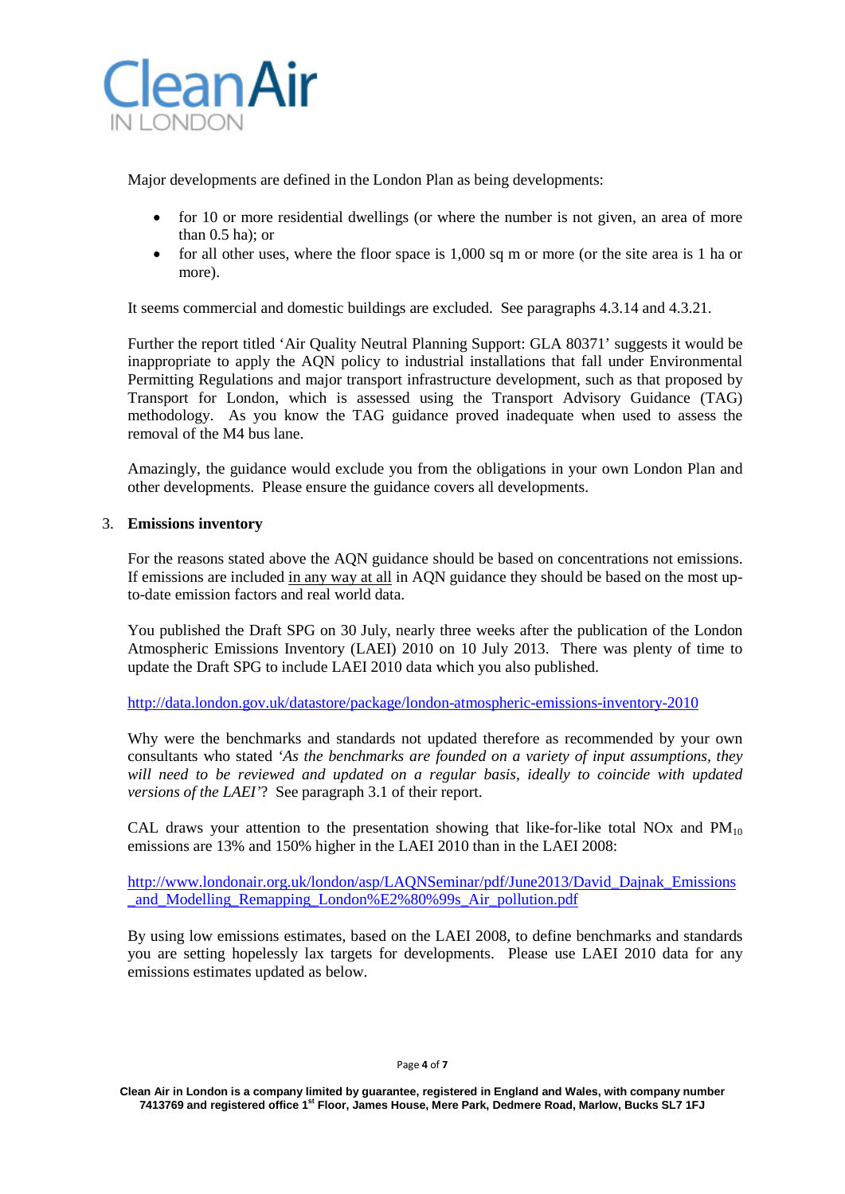Major developments are defined in the London Plan as being developments:

- for 10 or more residential dwellings (or where the number is not given, an area of more than 0.5 ha); or
- for all other uses, where the floor space is 1,000 sq m or more (or the site area is 1 ha or more).

It seems commercial and domestic buildings are excluded. See paragraphs 4.3.14 and 4.3.21.

Further the report titled 'Air Quality Neutral Planning Support: GLA 80371' suggests it would be inappropriate to apply the AQN policy to industrial installations that fall under Environmental Permitting Regulations and major transport infrastructure development, such as that proposed by Transport for London, which is assessed using the Transport Advisory Guidance (TAG) methodology. As you know the TAG guidance proved inadequate when used to assess the removal of the M4 bus lane.

Amazingly, the guidance would exclude you from the obligations in your own London Plan and other developments. Please ensure the guidance covers all developments.

3. **Emissions inventory**

For the reasons stated above the AQN guidance should be based on concentrations not emissions. If emissions are included in any way at all in AQN guidance they should be based on the most up-to-date emission factors and real world data.

You published the Draft SPG on 30 July, nearly three weeks after the publication of the London Atmospheric Emissions Inventory (LAEI) 2010 on 10 July 2013. There was plenty of time to update the Draft SPG to include LAEI 2010 data which you also published.

http://data.london.gov.uk/datastore/package/london-atmospheric-emissions-inventory-2010

Why were the benchmarks and standards not updated therefore as recommended by your own consultants who stated '*As the benchmarks are founded on a variety of input assumptions, they will need to be reviewed and updated on a regular basis, ideally to coincide with updated versions of the LAEI*'? See paragraph 3.1 of their report.

CAL draws your attention to the presentation showing that like-for-like total NOx and $PM_{10}$ emissions are 13% and 150% higher in the LAEI 2010 than in the LAEI 2008:

http://www.londonair.org.uk/london/asp/LAQNSeminar/pdf/June2013/David_Dajnak_Emissions_and_Modelling_Remapping_London%E2%80%99s_Air_pollution.pdf

By using low emissions estimates, based on the LAEI 2008, to define benchmarks and standards you are setting hopelessly lax targets for developments. Please use LAEI 2010 data for any emissions estimates updated as below.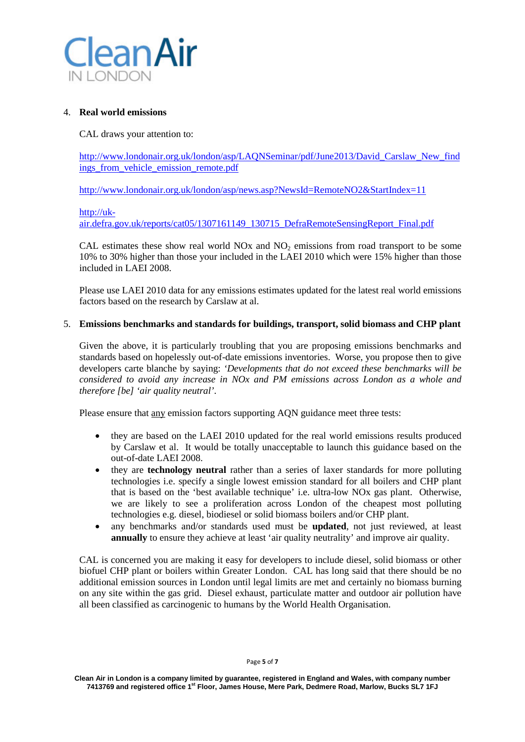4. **Real world emissions**

CAL draws your attention to:

http://www.londonair.org.uk/london/asp/LAQNSeminar/pdf/June2013/David_Carslaw_New_findings_from_vehicle_emission_remote.pdf

http://www.londonair.org.uk/london/asp/news.asp?NewsId=RemoteNO2&StartIndex=11

http://uk-air.defra.gov.uk/reports/cat05/1307161149_130715_DefraRemoteSensingReport_Final.pdf

CAL estimates these show real world NOx and $NO_2$ emissions from road transport to be some 10% to 30% higher than those your included in the LAEI 2010 which were 15% higher than those included in LAEI 2008.

Please use LAEI 2010 data for any emissions estimates updated for the latest real world emissions factors based on the research by Carslaw at al.

5. **Emissions benchmarks and standards for buildings, transport, solid biomass and CHP plant**

Given the above, it is particularly troubling that you are proposing emissions benchmarks and standards based on hopelessly out-of-date emissions inventories. Worse, you propose then to give developers carte blanche by saying: *'Developments that do not exceed these benchmarks will be considered to avoid any increase in NOx and PM emissions across London as a whole and therefore [be] 'air quality neutral'.*

Please ensure that <u>any</u> emission factors supporting AQN guidance meet three tests:

- they are based on the LAEI 2010 updated for the real world emissions results produced by Carslaw et al. It would be totally unacceptable to launch this guidance based on the out-of-date LAEI 2008.
- they are **technology neutral** rather than a series of laxer standards for more polluting technologies i.e. specify a single lowest emission standard for all boilers and CHP plant that is based on the 'best available technique' i.e. ultra-low NOx gas plant. Otherwise, we are likely to see a proliferation across London of the cheapest most polluting technologies e.g. diesel, biodiesel or solid biomass boilers and/or CHP plant.
- any benchmarks and/or standards used must be **updated**, not just reviewed, at least **annually** to ensure they achieve at least 'air quality neutrality' and improve air quality.

CAL is concerned you are making it easy for developers to include diesel, solid biomass or other biofuel CHP plant or boilers within Greater London. CAL has long said that there should be no additional emission sources in London until legal limits are met and certainly no biomass burning on any site within the gas grid. Diesel exhaust, particulate matter and outdoor air pollution have all been classified as carcinogenic to humans by the World Health Organisation.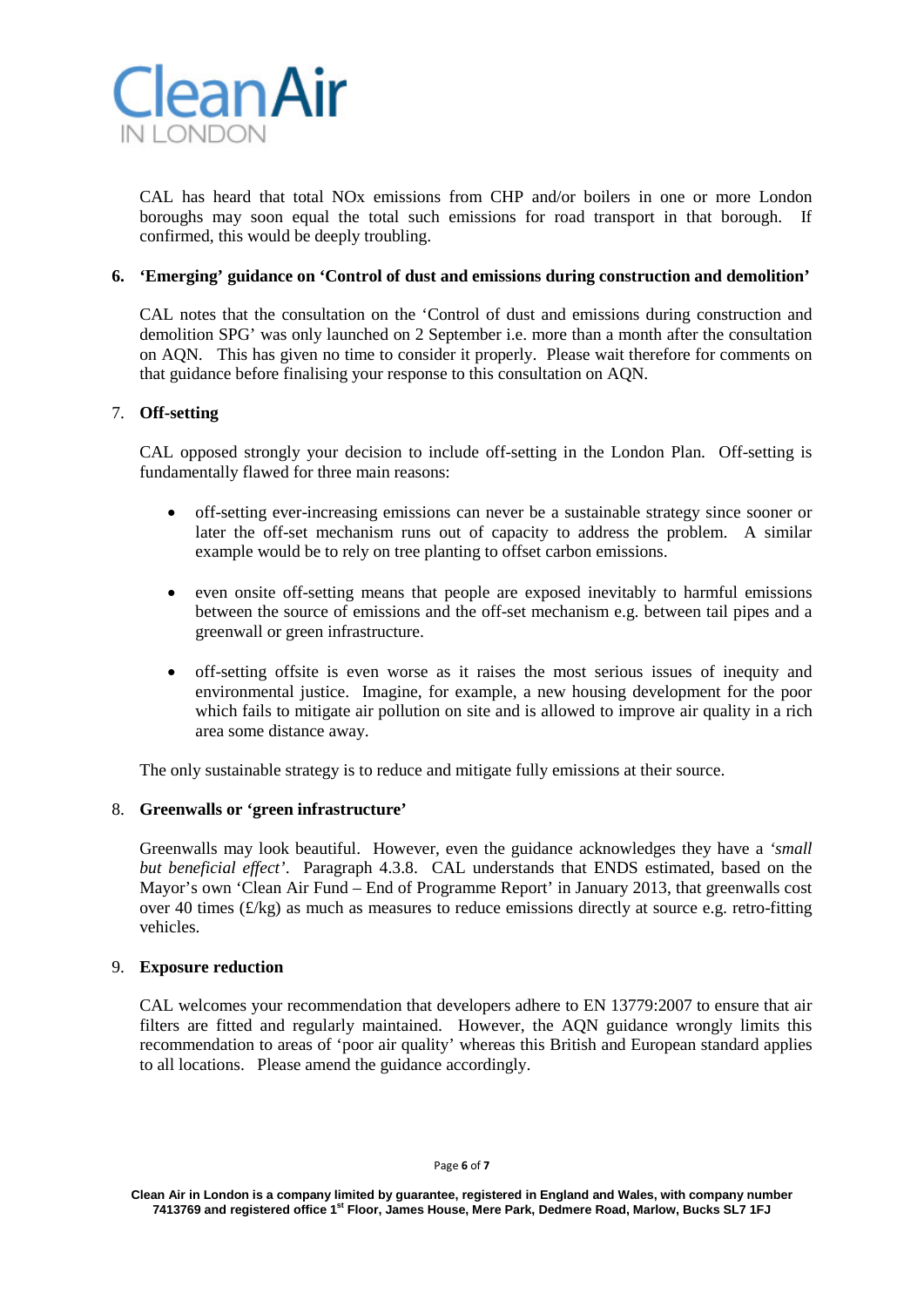CAL has heard that total NOx emissions from CHP and/or boilers in one or more London boroughs may soon equal the total such emissions for road transport in that borough. If confirmed, this would be deeply troubling.

**6. 'Emerging' guidance on 'Control of dust and emissions during construction and demolition'**

CAL notes that the consultation on the 'Control of dust and emissions during construction and demolition SPG' was only launched on 2 September i.e. more than a month after the consultation on AQN. This has given no time to consider it properly. Please wait therefore for comments on that guidance before finalising your response to this consultation on AQN.

7. **Off-setting**

CAL opposed strongly your decision to include off-setting in the London Plan. Off-setting is fundamentally flawed for three main reasons:

- off-setting ever-increasing emissions can never be a sustainable strategy since sooner or later the off-set mechanism runs out of capacity to address the problem. A similar example would be to rely on tree planting to offset carbon emissions.

- even onsite off-setting means that people are exposed inevitably to harmful emissions between the source of emissions and the off-set mechanism e.g. between tail pipes and a greenwall or green infrastructure.

- off-setting offsite is even worse as it raises the most serious issues of inequity and environmental justice. Imagine, for example, a new housing development for the poor which fails to mitigate air pollution on site and is allowed to improve air quality in a rich area some distance away.

The only sustainable strategy is to reduce and mitigate fully emissions at their source.

8. **Greenwalls or 'green infrastructure'**

Greenwalls may look beautiful. However, even the guidance acknowledges they have a *'small but beneficial effect'*. Paragraph 4.3.8. CAL understands that ENDS estimated, based on the Mayor's own 'Clean Air Fund – End of Programme Report' in January 2013, that greenwalls cost over 40 times (£/kg) as much as measures to reduce emissions directly at source e.g. retro-fitting vehicles.

9. **Exposure reduction**

CAL welcomes your recommendation that developers adhere to EN 13779:2007 to ensure that air filters are fitted and regularly maintained. However, the AQN guidance wrongly limits this recommendation to areas of 'poor air quality' whereas this British and European standard applies to all locations. Please amend the guidance accordingly.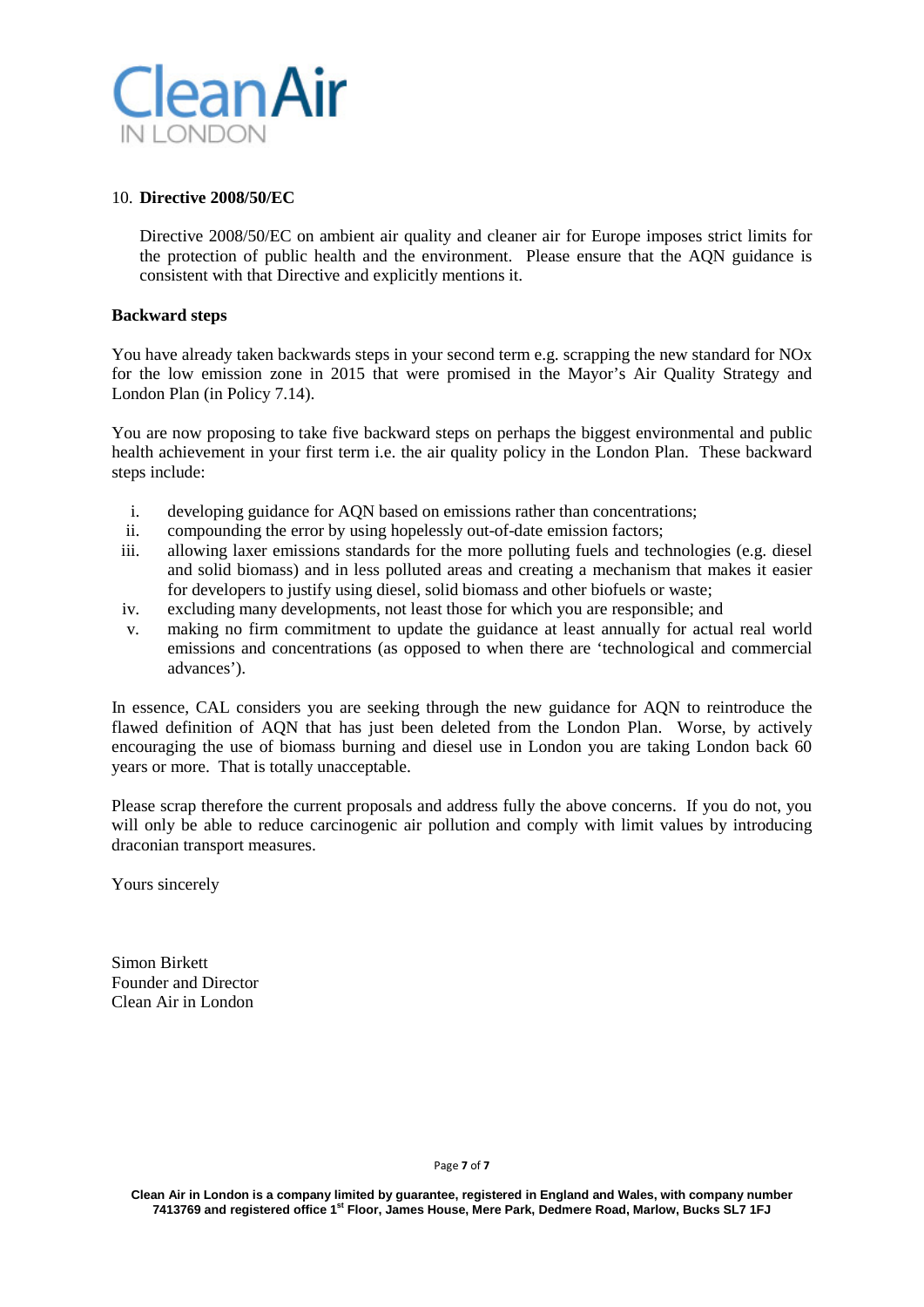10. **Directive 2008/50/EC**

    Directive 2008/50/EC on ambient air quality and cleaner air for Europe imposes strict limits for the protection of public health and the environment. Please ensure that the AQN guidance is consistent with that Directive and explicitly mentions it.

**Backward steps**

You have already taken backwards steps in your second term e.g. scrapping the new standard for NOx for the low emission zone in 2015 that were promised in the Mayor's Air Quality Strategy and London Plan (in Policy 7.14).

You are now proposing to take five backward steps on perhaps the biggest environmental and public health achievement in your first term i.e. the air quality policy in the London Plan. These backward steps include:

i. developing guidance for AQN based on emissions rather than concentrations;
ii. compounding the error by using hopelessly out-of-date emission factors;
iii. allowing laxer emissions standards for the more polluting fuels and technologies (e.g. diesel and solid biomass) and in less polluted areas and creating a mechanism that makes it easier for developers to justify using diesel, solid biomass and other biofuels or waste;
iv. excluding many developments, not least those for which you are responsible; and
v. making no firm commitment to update the guidance at least annually for actual real world emissions and concentrations (as opposed to when there are 'technological and commercial advances').

In essence, CAL considers you are seeking through the new guidance for AQN to reintroduce the flawed definition of AQN that has just been deleted from the London Plan. Worse, by actively encouraging the use of biomass burning and diesel use in London you are taking London back 60 years or more. That is totally unacceptable.

Please scrap therefore the current proposals and address fully the above concerns. If you do not, you will only be able to reduce carcinogenic air pollution and comply with limit values by introducing draconian transport measures.

Yours sincerely

Simon Birkett
Founder and Director
Clean Air in London

**Clean Air in London is a company limited by guarantee, registered in England and Wales, with company number 7413769 and registered office 1st Floor, James House, Mere Park, Dedmere Road, Marlow, Bucks SL7 1FJ**